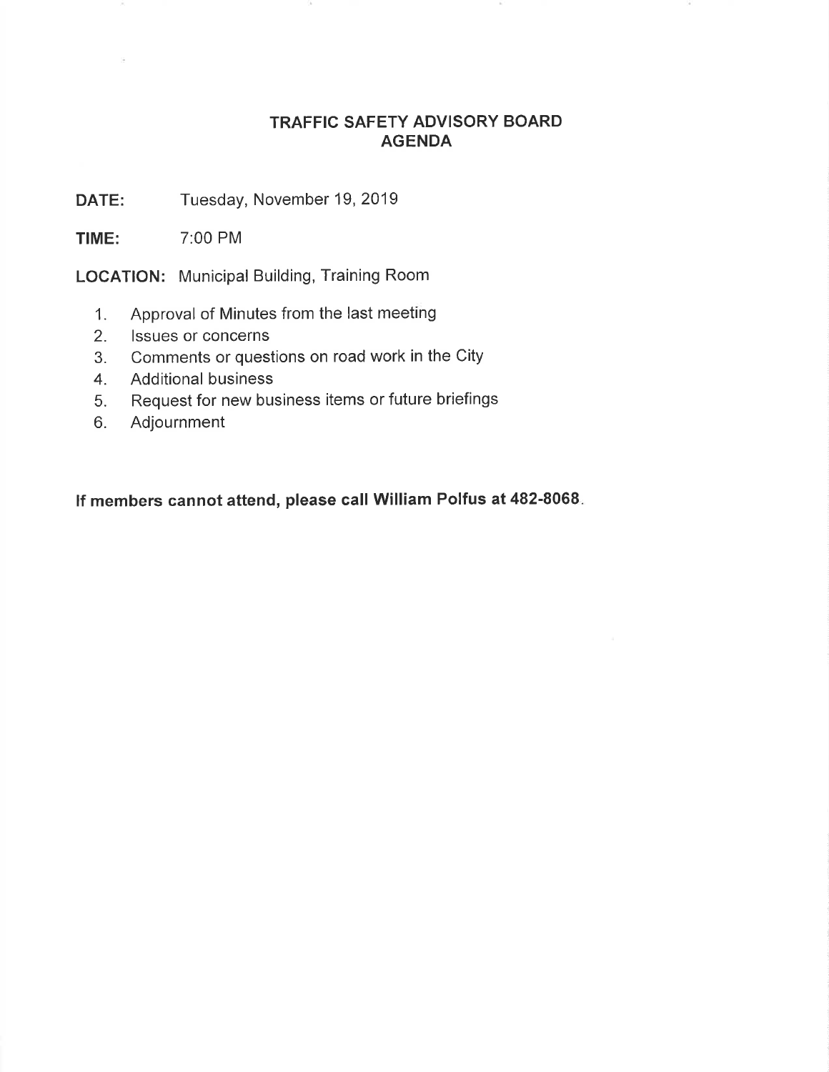# TRAFFIC SAFETY ADVISORY BOARD
## AGENDA

**DATE:** Tuesday, November 19, 2019

**TIME:** 7:00 PM

**LOCATION:** Municipal Building, Training Room

1. Approval of Minutes from the last meeting
2. Issues or concerns
3. Comments or questions on road work in the City
4. Additional business
5. Request for new business items or future briefings
6. Adjournment

**If members cannot attend, please call William Polfus at 482-8068**.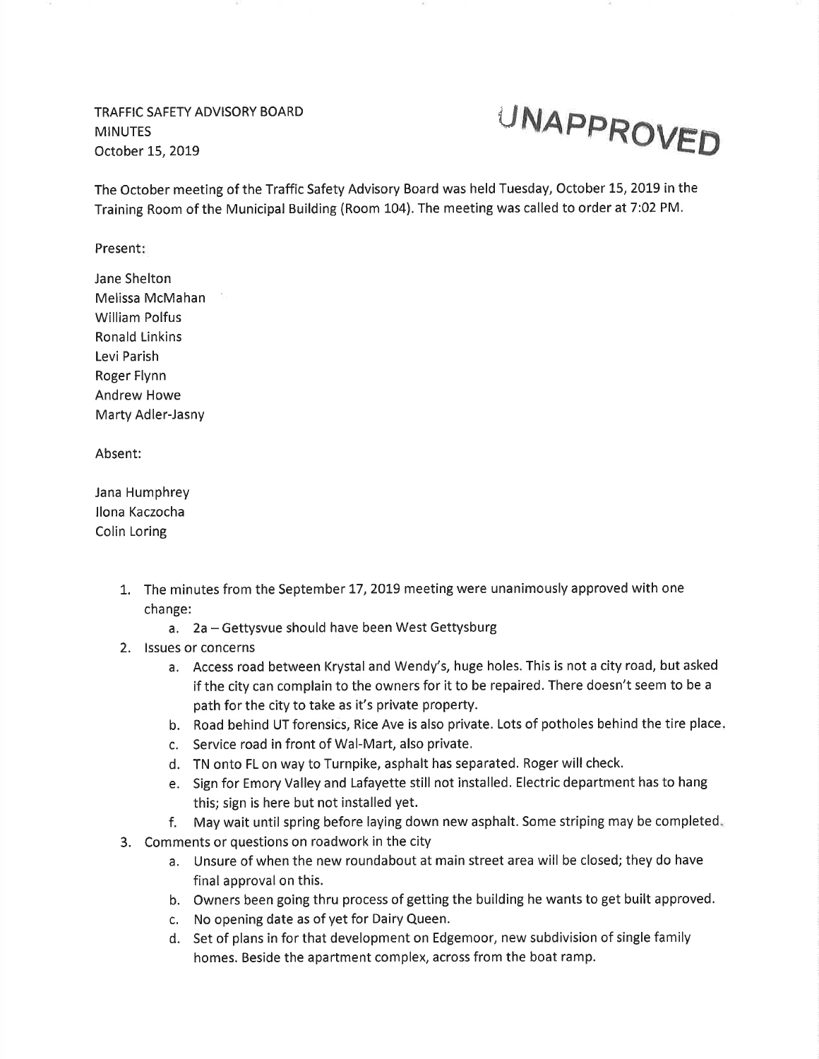TRAFFIC SAFETY ADVISORY BOARD
MINUTES
October 15, 2019

UNAPPROVED

The October meeting of the Traffic Safety Advisory Board was held Tuesday, October 15, 2019 in the Training Room of the Municipal Building (Room 104). The meeting was called to order at 7:02 PM.

Present:

Jane Shelton
Melissa McMahan
William Polfus
Ronald Linkins
Levi Parish
Roger Flynn
Andrew Howe
Marty Adler-Jasny

Absent:

Jana Humphrey
Ilona Kaczocha
Colin Loring

1. The minutes from the September 17, 2019 meeting were unanimously approved with one change:
   a. 2a – Gettysvue should have been West Gettysburg
2. Issues or concerns
   a. Access road between Krystal and Wendy's, huge holes. This is not a city road, but asked if the city can complain to the owners for it to be repaired. There doesn't seem to be a path for the city to take as it's private property.
   b. Road behind UT forensics, Rice Ave is also private. Lots of potholes behind the tire place.
   c. Service road in front of Wal-Mart, also private.
   d. TN onto FL on way to Turnpike, asphalt has separated. Roger will check.
   e. Sign for Emory Valley and Lafayette still not installed. Electric department has to hang this; sign is here but not installed yet.
   f. May wait until spring before laying down new asphalt. Some striping may be completed.
3. Comments or questions on roadwork in the city
   a. Unsure of when the new roundabout at main street area will be closed; they do have final approval on this.
   b. Owners been going thru process of getting the building he wants to get built approved.
   c. No opening date as of yet for Dairy Queen.
   d. Set of plans in for that development on Edgemoor, new subdivision of single family homes. Beside the apartment complex, across from the boat ramp.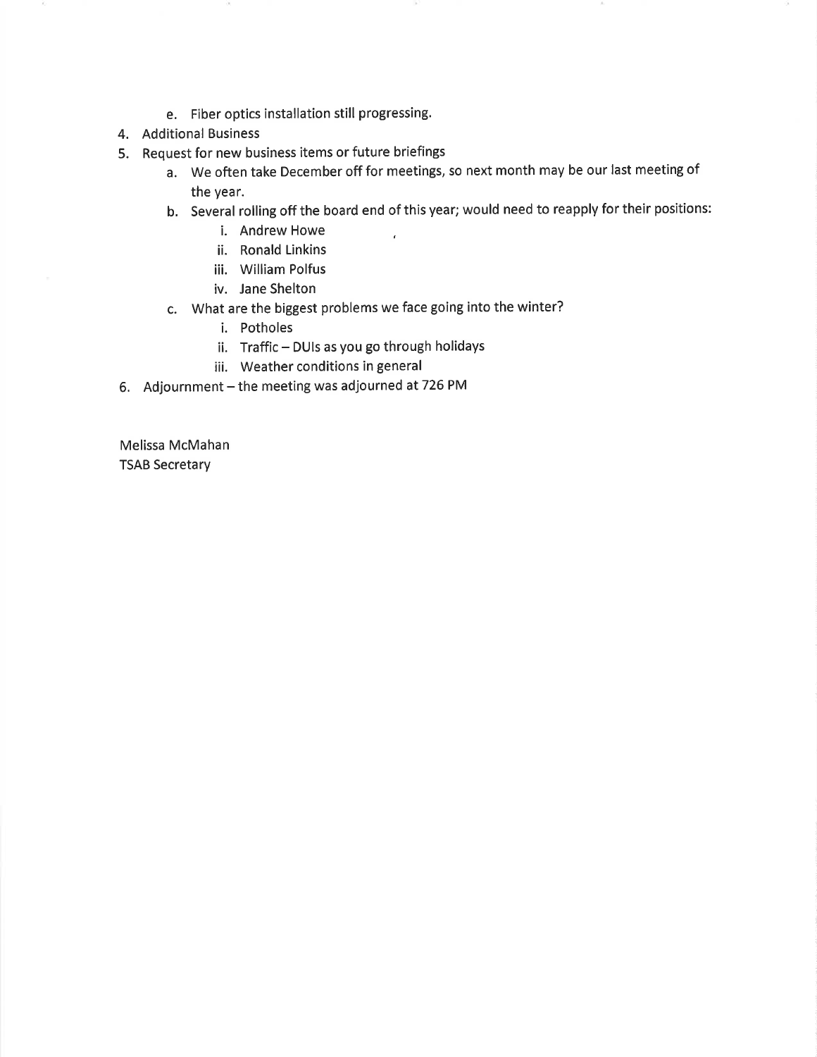e. Fiber optics installation still progressing.

4. Additional Business
5. Request for new business items or future briefings
   a. We often take December off for meetings, so next month may be our last meeting of the year.
   b. Several rolling off the board end of this year; would need to reapply for their positions:
      i. Andrew Howe
      ii. Ronald Linkins
      iii. William Polfus
      iv. Jane Shelton
   c. What are the biggest problems we face going into the winter?
      i. Potholes
      ii. Traffic – DUIs as you go through holidays
      iii. Weather conditions in general
6. Adjournment – the meeting was adjourned at 726 PM

Melissa McMahan
TSAB Secretary